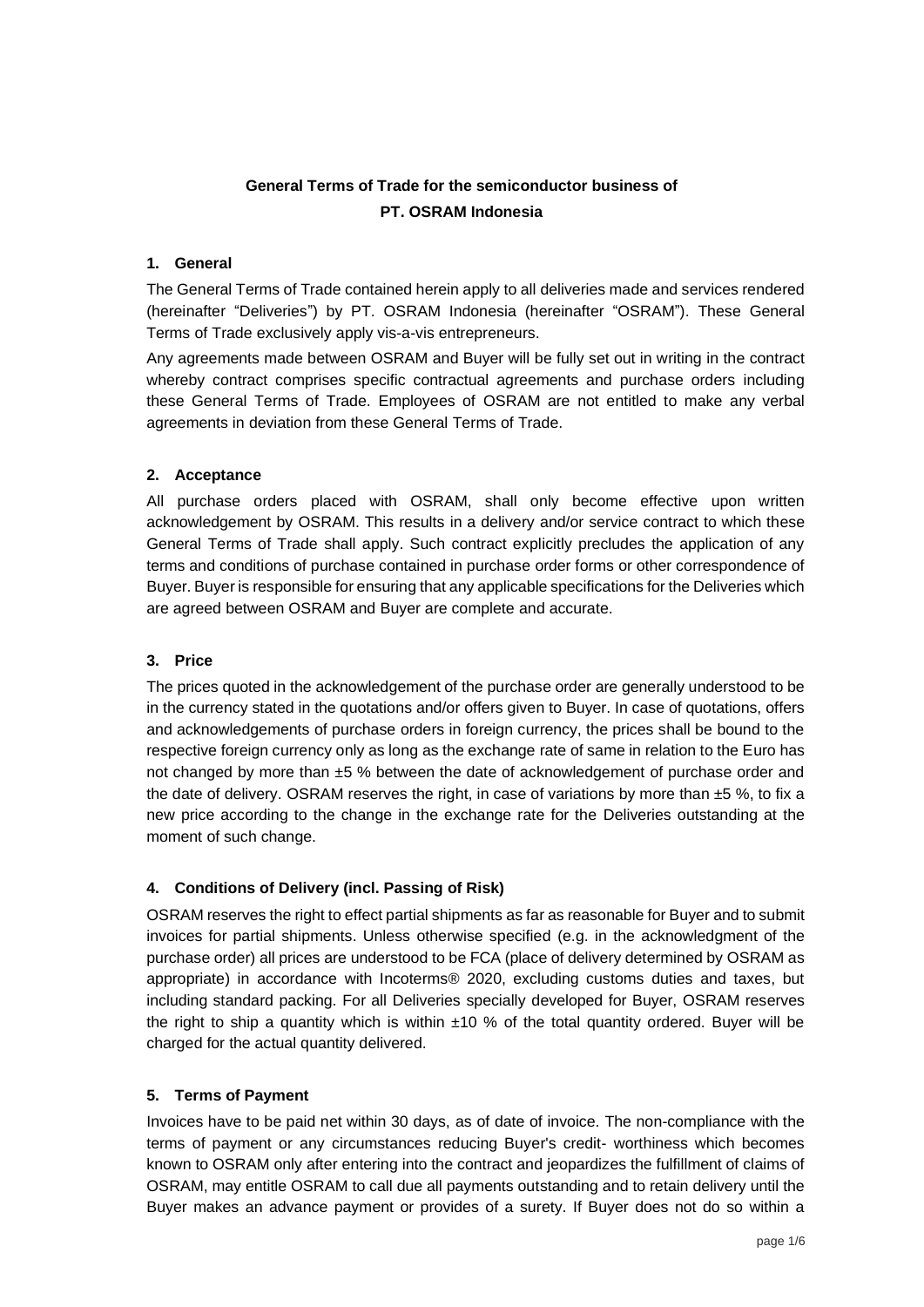# General Terms of Trade for the semiconductor business of PT. OSRAM Indonesia

## 1. General

The General Terms of Trade contained herein apply to all deliveries made and services rendered (hereinafter "Deliveries") by PT. OSRAM Indonesia (hereinafter "OSRAM"). These General Terms of Trade exclusively apply vis-a-vis entrepreneurs.

Any agreements made between OSRAM and Buyer will be fully set out in writing in the contract whereby contract comprises specific contractual agreements and purchase orders including these General Terms of Trade. Employees of OSRAM are not entitled to make any verbal agreements in deviation from these General Terms of Trade.

## 2. Acceptance

All purchase orders placed with OSRAM, shall only become effective upon written acknowledgement by OSRAM. This results in a delivery and/or service contract to which these General Terms of Trade shall apply. Such contract explicitly precludes the application of any terms and conditions of purchase contained in purchase order forms or other correspondence of Buyer. Buyer is responsible for ensuring that any applicable specifications for the Deliveries which are agreed between OSRAM and Buyer are complete and accurate.

## 3. Price

The prices quoted in the acknowledgement of the purchase order are generally understood to be in the currency stated in the quotations and/or offers given to Buyer. In case of quotations, offers and acknowledgements of purchase orders in foreign currency, the prices shall be bound to the respective foreign currency only as long as the exchange rate of same in relation to the Euro has not changed by more than ±5 % between the date of acknowledgement of purchase order and the date of delivery. OSRAM reserves the right, in case of variations by more than ±5 %, to fix a new price according to the change in the exchange rate for the Deliveries outstanding at the moment of such change.

## 4. Conditions of Delivery (incl. Passing of Risk)

OSRAM reserves the right to effect partial shipments as far as reasonable for Buyer and to submit invoices for partial shipments. Unless otherwise specified (e.g. in the acknowledgment of the purchase order) all prices are understood to be FCA (place of delivery determined by OSRAM as appropriate) in accordance with Incoterms® 2020, excluding customs duties and taxes, but including standard packing. For all Deliveries specially developed for Buyer, OSRAM reserves the right to ship a quantity which is within ±10 % of the total quantity ordered. Buyer will be charged for the actual quantity delivered.

## 5. Terms of Payment

Invoices have to be paid net within 30 days, as of date of invoice. The non-compliance with the terms of payment or any circumstances reducing Buyer's credit- worthiness which becomes known to OSRAM only after entering into the contract and jeopardizes the fulfillment of claims of OSRAM, may entitle OSRAM to call due all payments outstanding and to retain delivery until the Buyer makes an advance payment or provides of a surety. If Buyer does not do so within a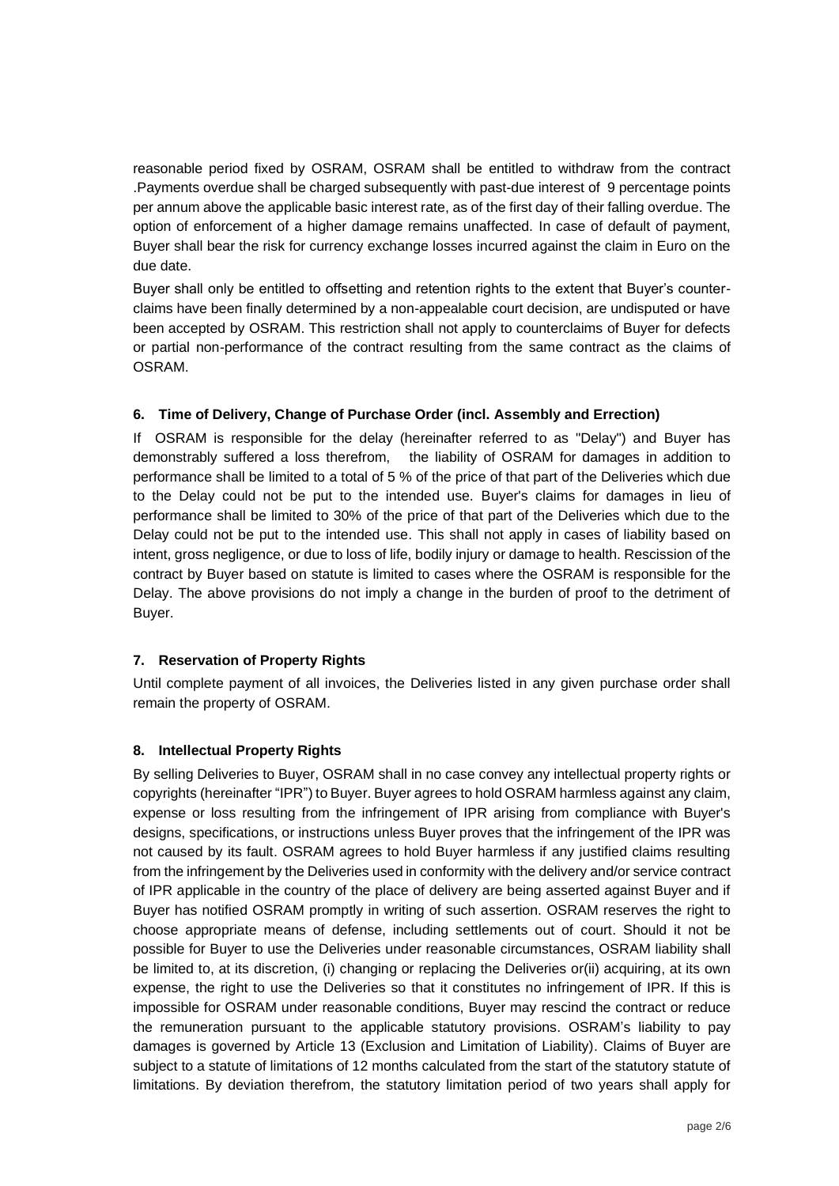reasonable period fixed by OSRAM, OSRAM shall be entitled to withdraw from the contract .Payments overdue shall be charged subsequently with past-due interest of 9 percentage points per annum above the applicable basic interest rate, as of the first day of their falling overdue. The option of enforcement of a higher damage remains unaffected. In case of default of payment, Buyer shall bear the risk for currency exchange losses incurred against the claim in Euro on the due date.

Buyer shall only be entitled to offsetting and retention rights to the extent that Buyer's counter-claims have been finally determined by a non-appealable court decision, are undisputed or have been accepted by OSRAM. This restriction shall not apply to counterclaims of Buyer for defects or partial non-performance of the contract resulting from the same contract as the claims of OSRAM.

### 6. Time of Delivery, Change of Purchase Order (incl. Assembly and Errection)

If OSRAM is responsible for the delay (hereinafter referred to as "Delay") and Buyer has demonstrably suffered a loss therefrom, the liability of OSRAM for damages in addition to performance shall be limited to a total of 5 % of the price of that part of the Deliveries which due to the Delay could not be put to the intended use. Buyer's claims for damages in lieu of performance shall be limited to 30% of the price of that part of the Deliveries which due to the Delay could not be put to the intended use. This shall not apply in cases of liability based on intent, gross negligence, or due to loss of life, bodily injury or damage to health. Rescission of the contract by Buyer based on statute is limited to cases where the OSRAM is responsible for the Delay. The above provisions do not imply a change in the burden of proof to the detriment of Buyer.

### 7. Reservation of Property Rights

Until complete payment of all invoices, the Deliveries listed in any given purchase order shall remain the property of OSRAM.

### 8. Intellectual Property Rights

By selling Deliveries to Buyer, OSRAM shall in no case convey any intellectual property rights or copyrights (hereinafter "IPR") to Buyer. Buyer agrees to hold OSRAM harmless against any claim, expense or loss resulting from the infringement of IPR arising from compliance with Buyer's designs, specifications, or instructions unless Buyer proves that the infringement of the IPR was not caused by its fault. OSRAM agrees to hold Buyer harmless if any justified claims resulting from the infringement by the Deliveries used in conformity with the delivery and/or service contract of IPR applicable in the country of the place of delivery are being asserted against Buyer and if Buyer has notified OSRAM promptly in writing of such assertion. OSRAM reserves the right to choose appropriate means of defense, including settlements out of court. Should it not be possible for Buyer to use the Deliveries under reasonable circumstances, OSRAM liability shall be limited to, at its discretion, (i) changing or replacing the Deliveries or(ii) acquiring, at its own expense, the right to use the Deliveries so that it constitutes no infringement of IPR. If this is impossible for OSRAM under reasonable conditions, Buyer may rescind the contract or reduce the remuneration pursuant to the applicable statutory provisions. OSRAM's liability to pay damages is governed by Article 13 (Exclusion and Limitation of Liability). Claims of Buyer are subject to a statute of limitations of 12 months calculated from the start of the statutory statute of limitations. By deviation therefrom, the statutory limitation period of two years shall apply for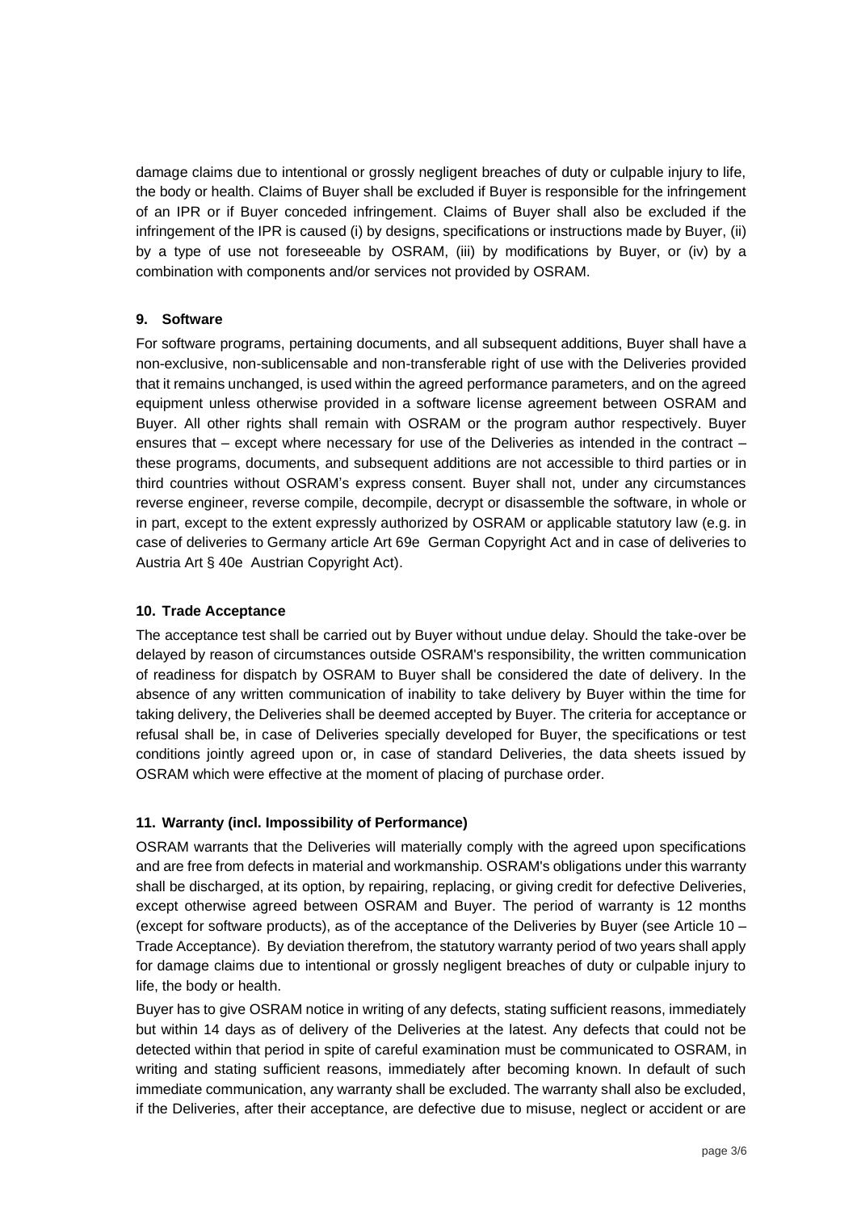damage claims due to intentional or grossly negligent breaches of duty or culpable injury to life, the body or health. Claims of Buyer shall be excluded if Buyer is responsible for the infringement of an IPR or if Buyer conceded infringement. Claims of Buyer shall also be excluded if the infringement of the IPR is caused (i) by designs, specifications or instructions made by Buyer, (ii) by a type of use not foreseeable by OSRAM, (iii) by modifications by Buyer, or (iv) by a combination with components and/or services not provided by OSRAM.

### 9. Software

For software programs, pertaining documents, and all subsequent additions, Buyer shall have a non-exclusive, non-sublicensable and non-transferable right of use with the Deliveries provided that it remains unchanged, is used within the agreed performance parameters, and on the agreed equipment unless otherwise provided in a software license agreement between OSRAM and Buyer. All other rights shall remain with OSRAM or the program author respectively. Buyer ensures that – except where necessary for use of the Deliveries as intended in the contract – these programs, documents, and subsequent additions are not accessible to third parties or in third countries without OSRAM's express consent. Buyer shall not, under any circumstances reverse engineer, reverse compile, decompile, decrypt or disassemble the software, in whole or in part, except to the extent expressly authorized by OSRAM or applicable statutory law (e.g. in case of deliveries to Germany article Art 69e German Copyright Act and in case of deliveries to Austria Art § 40e Austrian Copyright Act).

### 10. Trade Acceptance

The acceptance test shall be carried out by Buyer without undue delay. Should the take-over be delayed by reason of circumstances outside OSRAM's responsibility, the written communication of readiness for dispatch by OSRAM to Buyer shall be considered the date of delivery. In the absence of any written communication of inability to take delivery by Buyer within the time for taking delivery, the Deliveries shall be deemed accepted by Buyer. The criteria for acceptance or refusal shall be, in case of Deliveries specially developed for Buyer, the specifications or test conditions jointly agreed upon or, in case of standard Deliveries, the data sheets issued by OSRAM which were effective at the moment of placing of purchase order.

### 11. Warranty (incl. Impossibility of Performance)

OSRAM warrants that the Deliveries will materially comply with the agreed upon specifications and are free from defects in material and workmanship. OSRAM's obligations under this warranty shall be discharged, at its option, by repairing, replacing, or giving credit for defective Deliveries, except otherwise agreed between OSRAM and Buyer. The period of warranty is 12 months (except for software products), as of the acceptance of the Deliveries by Buyer (see Article 10 – Trade Acceptance). By deviation therefrom, the statutory warranty period of two years shall apply for damage claims due to intentional or grossly negligent breaches of duty or culpable injury to life, the body or health.

Buyer has to give OSRAM notice in writing of any defects, stating sufficient reasons, immediately but within 14 days as of delivery of the Deliveries at the latest. Any defects that could not be detected within that period in spite of careful examination must be communicated to OSRAM, in writing and stating sufficient reasons, immediately after becoming known. In default of such immediate communication, any warranty shall be excluded. The warranty shall also be excluded, if the Deliveries, after their acceptance, are defective due to misuse, neglect or accident or are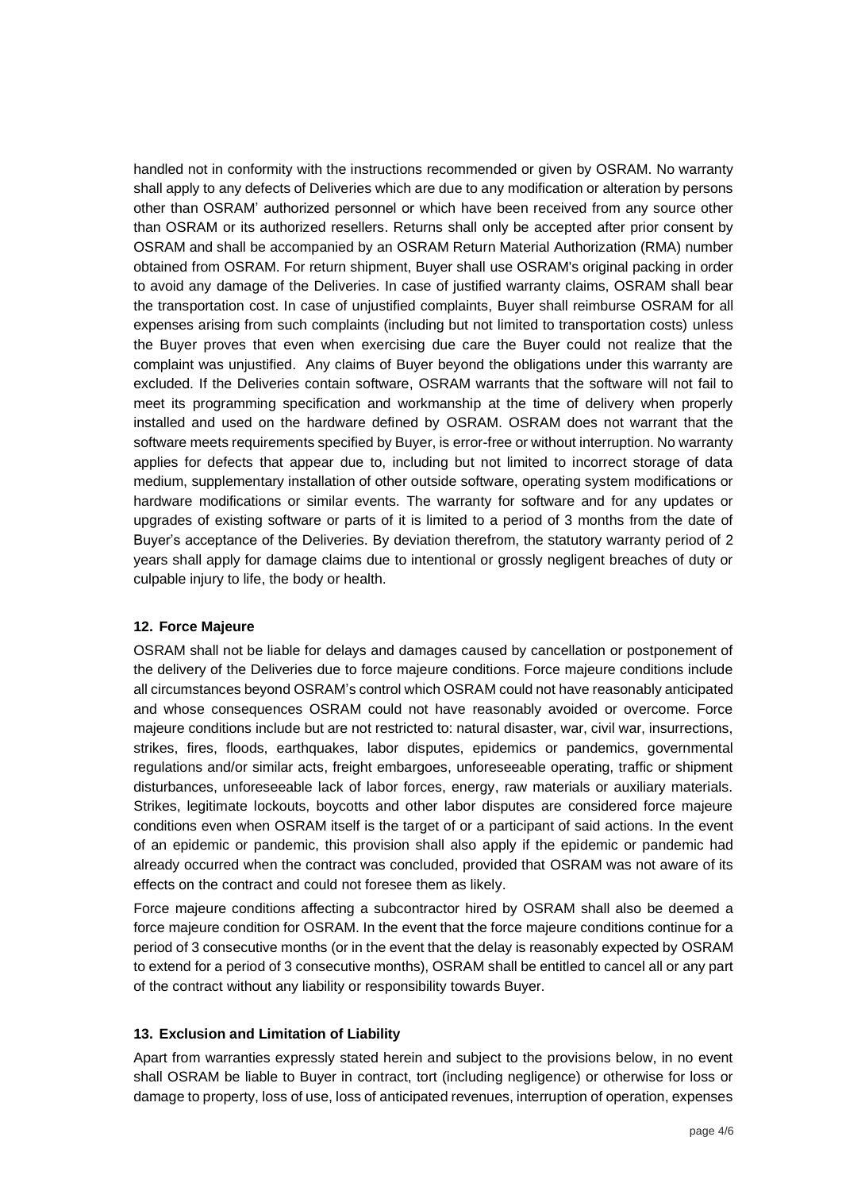handled not in conformity with the instructions recommended or given by OSRAM. No warranty shall apply to any defects of Deliveries which are due to any modification or alteration by persons other than OSRAM' authorized personnel or which have been received from any source other than OSRAM or its authorized resellers. Returns shall only be accepted after prior consent by OSRAM and shall be accompanied by an OSRAM Return Material Authorization (RMA) number obtained from OSRAM. For return shipment, Buyer shall use OSRAM's original packing in order to avoid any damage of the Deliveries. In case of justified warranty claims, OSRAM shall bear the transportation cost. In case of unjustified complaints, Buyer shall reimburse OSRAM for all expenses arising from such complaints (including but not limited to transportation costs) unless the Buyer proves that even when exercising due care the Buyer could not realize that the complaint was unjustified. Any claims of Buyer beyond the obligations under this warranty are excluded. If the Deliveries contain software, OSRAM warrants that the software will not fail to meet its programming specification and workmanship at the time of delivery when properly installed and used on the hardware defined by OSRAM. OSRAM does not warrant that the software meets requirements specified by Buyer, is error-free or without interruption. No warranty applies for defects that appear due to, including but not limited to incorrect storage of data medium, supplementary installation of other outside software, operating system modifications or hardware modifications or similar events. The warranty for software and for any updates or upgrades of existing software or parts of it is limited to a period of 3 months from the date of Buyer's acceptance of the Deliveries. By deviation therefrom, the statutory warranty period of 2 years shall apply for damage claims due to intentional or grossly negligent breaches of duty or culpable injury to life, the body or health.

### 12. Force Majeure

OSRAM shall not be liable for delays and damages caused by cancellation or postponement of the delivery of the Deliveries due to force majeure conditions. Force majeure conditions include all circumstances beyond OSRAM's control which OSRAM could not have reasonably anticipated and whose consequences OSRAM could not have reasonably avoided or overcome. Force majeure conditions include but are not restricted to: natural disaster, war, civil war, insurrections, strikes, fires, floods, earthquakes, labor disputes, epidemics or pandemics, governmental regulations and/or similar acts, freight embargoes, unforeseeable operating, traffic or shipment disturbances, unforeseeable lack of labor forces, energy, raw materials or auxiliary materials. Strikes, legitimate lockouts, boycotts and other labor disputes are considered force majeure conditions even when OSRAM itself is the target of or a participant of said actions. In the event of an epidemic or pandemic, this provision shall also apply if the epidemic or pandemic had already occurred when the contract was concluded, provided that OSRAM was not aware of its effects on the contract and could not foresee them as likely.

Force majeure conditions affecting a subcontractor hired by OSRAM shall also be deemed a force majeure condition for OSRAM. In the event that the force majeure conditions continue for a period of 3 consecutive months (or in the event that the delay is reasonably expected by OSRAM to extend for a period of 3 consecutive months), OSRAM shall be entitled to cancel all or any part of the contract without any liability or responsibility towards Buyer.

### 13. Exclusion and Limitation of Liability

Apart from warranties expressly stated herein and subject to the provisions below, in no event shall OSRAM be liable to Buyer in contract, tort (including negligence) or otherwise for loss or damage to property, loss of use, loss of anticipated revenues, interruption of operation, expenses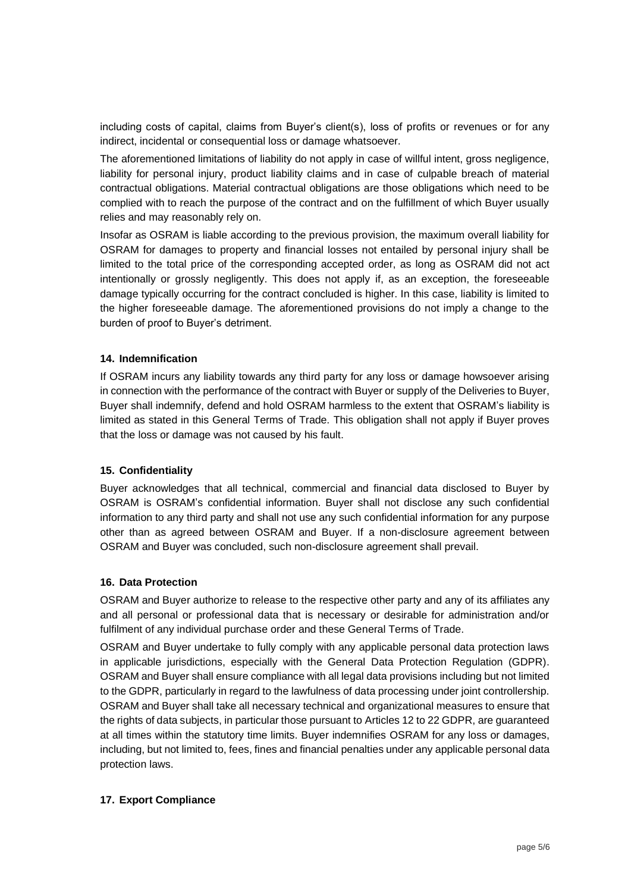including costs of capital, claims from Buyer's client(s), loss of profits or revenues or for any indirect, incidental or consequential loss or damage whatsoever.

The aforementioned limitations of liability do not apply in case of willful intent, gross negligence, liability for personal injury, product liability claims and in case of culpable breach of material contractual obligations. Material contractual obligations are those obligations which need to be complied with to reach the purpose of the contract and on the fulfillment of which Buyer usually relies and may reasonably rely on.

Insofar as OSRAM is liable according to the previous provision, the maximum overall liability for OSRAM for damages to property and financial losses not entailed by personal injury shall be limited to the total price of the corresponding accepted order, as long as OSRAM did not act intentionally or grossly negligently. This does not apply if, as an exception, the foreseeable damage typically occurring for the contract concluded is higher. In this case, liability is limited to the higher foreseeable damage. The aforementioned provisions do not imply a change to the burden of proof to Buyer's detriment.

## 14. Indemnification

If OSRAM incurs any liability towards any third party for any loss or damage howsoever arising in connection with the performance of the contract with Buyer or supply of the Deliveries to Buyer, Buyer shall indemnify, defend and hold OSRAM harmless to the extent that OSRAM's liability is limited as stated in this General Terms of Trade. This obligation shall not apply if Buyer proves that the loss or damage was not caused by his fault.

## 15. Confidentiality

Buyer acknowledges that all technical, commercial and financial data disclosed to Buyer by OSRAM is OSRAM's confidential information. Buyer shall not disclose any such confidential information to any third party and shall not use any such confidential information for any purpose other than as agreed between OSRAM and Buyer. If a non-disclosure agreement between OSRAM and Buyer was concluded, such non-disclosure agreement shall prevail.

## 16. Data Protection

OSRAM and Buyer authorize to release to the respective other party and any of its affiliates any and all personal or professional data that is necessary or desirable for administration and/or fulfilment of any individual purchase order and these General Terms of Trade.

OSRAM and Buyer undertake to fully comply with any applicable personal data protection laws in applicable jurisdictions, especially with the General Data Protection Regulation (GDPR). OSRAM and Buyer shall ensure compliance with all legal data provisions including but not limited to the GDPR, particularly in regard to the lawfulness of data processing under joint controllership. OSRAM and Buyer shall take all necessary technical and organizational measures to ensure that the rights of data subjects, in particular those pursuant to Articles 12 to 22 GDPR, are guaranteed at all times within the statutory time limits. Buyer indemnifies OSRAM for any loss or damages, including, but not limited to, fees, fines and financial penalties under any applicable personal data protection laws.

## 17. Export Compliance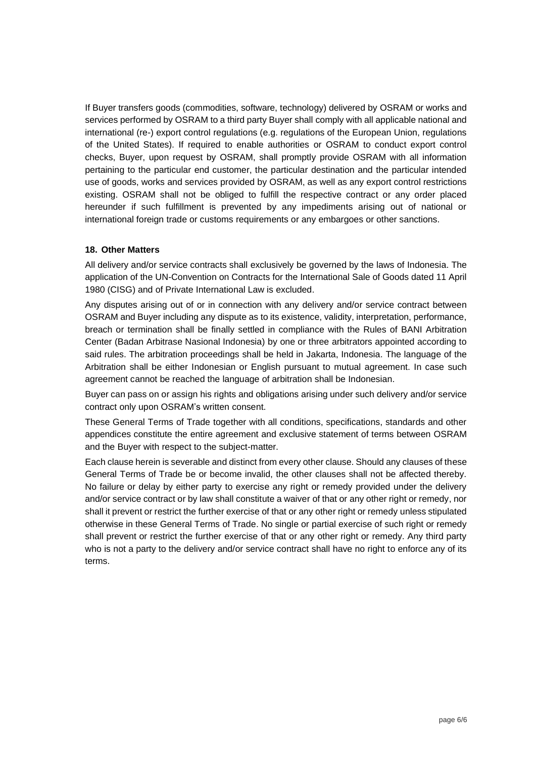If Buyer transfers goods (commodities, software, technology) delivered by OSRAM or works and services performed by OSRAM to a third party Buyer shall comply with all applicable national and international (re-) export control regulations (e.g. regulations of the European Union, regulations of the United States). If required to enable authorities or OSRAM to conduct export control checks, Buyer, upon request by OSRAM, shall promptly provide OSRAM with all information pertaining to the particular end customer, the particular destination and the particular intended use of goods, works and services provided by OSRAM, as well as any export control restrictions existing. OSRAM shall not be obliged to fulfill the respective contract or any order placed hereunder if such fulfillment is prevented by any impediments arising out of national or international foreign trade or customs requirements or any embargoes or other sanctions.

**18. Other Matters**

All delivery and/or service contracts shall exclusively be governed by the laws of Indonesia. The application of the UN-Convention on Contracts for the International Sale of Goods dated 11 April 1980 (CISG) and of Private International Law is excluded.

Any disputes arising out of or in connection with any delivery and/or service contract between OSRAM and Buyer including any dispute as to its existence, validity, interpretation, performance, breach or termination shall be finally settled in compliance with the Rules of BANI Arbitration Center (Badan Arbitrase Nasional Indonesia) by one or three arbitrators appointed according to said rules. The arbitration proceedings shall be held in Jakarta, Indonesia. The language of the Arbitration shall be either Indonesian or English pursuant to mutual agreement. In case such agreement cannot be reached the language of arbitration shall be Indonesian.

Buyer can pass on or assign his rights and obligations arising under such delivery and/or service contract only upon OSRAM's written consent.

These General Terms of Trade together with all conditions, specifications, standards and other appendices constitute the entire agreement and exclusive statement of terms between OSRAM and the Buyer with respect to the subject-matter.

Each clause herein is severable and distinct from every other clause. Should any clauses of these General Terms of Trade be or become invalid, the other clauses shall not be affected thereby. No failure or delay by either party to exercise any right or remedy provided under the delivery and/or service contract or by law shall constitute a waiver of that or any other right or remedy, nor shall it prevent or restrict the further exercise of that or any other right or remedy unless stipulated otherwise in these General Terms of Trade. No single or partial exercise of such right or remedy shall prevent or restrict the further exercise of that or any other right or remedy. Any third party who is not a party to the delivery and/or service contract shall have no right to enforce any of its terms.